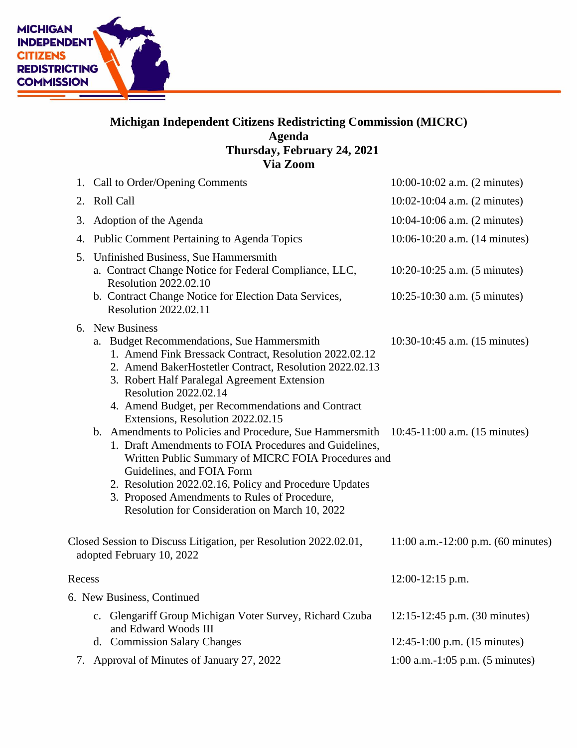MICHIGAN INDEPENDENT CITIZENS REDISTRICTING COMMISSION

**Michigan Independent Citizens Redistricting Commission (MICRC)**
**Agenda**
**Thursday, February 24, 2021**
**Via Zoom**

1. Call to Order/Opening Comments — 10:00-10:02 a.m. (2 minutes)
2. Roll Call — 10:02-10:04 a.m. (2 minutes)
3. Adoption of the Agenda — 10:04-10:06 a.m. (2 minutes)
4. Public Comment Pertaining to Agenda Topics — 10:06-10:20 a.m. (14 minutes)
5. Unfinished Business, Sue Hammersmith
   a. Contract Change Notice for Federal Compliance, LLC, Resolution 2022.02.10 — 10:20-10:25 a.m. (5 minutes)
   b. Contract Change Notice for Election Data Services, Resolution 2022.02.11 — 10:25-10:30 a.m. (5 minutes)
6. New Business
   a. Budget Recommendations, Sue Hammersmith — 10:30-10:45 a.m. (15 minutes)
      1. Amend Fink Bressack Contract, Resolution 2022.02.12
      2. Amend BakerHostetler Contract, Resolution 2022.02.13
      3. Robert Half Paralegal Agreement Extension Resolution 2022.02.14
      4. Amend Budget, per Recommendations and Contract Extensions, Resolution 2022.02.15
   b. Amendments to Policies and Procedure, Sue Hammersmith — 10:45-11:00 a.m. (15 minutes)
      1. Draft Amendments to FOIA Procedures and Guidelines, Written Public Summary of MICRC FOIA Procedures and Guidelines, and FOIA Form
      2. Resolution 2022.02.16, Policy and Procedure Updates
      3. Proposed Amendments to Rules of Procedure, Resolution for Consideration on March 10, 2022

Closed Session to Discuss Litigation, per Resolution 2022.02.01, adopted February 10, 2022 — 11:00 a.m.-12:00 p.m. (60 minutes)

Recess — 12:00-12:15 p.m.

6. New Business, Continued
   c. Glengariff Group Michigan Voter Survey, Richard Czuba and Edward Woods III — 12:15-12:45 p.m. (30 minutes)
   d. Commission Salary Changes — 12:45-1:00 p.m. (15 minutes)
7. Approval of Minutes of January 27, 2022 — 1:00 a.m.-1:05 p.m. (5 minutes)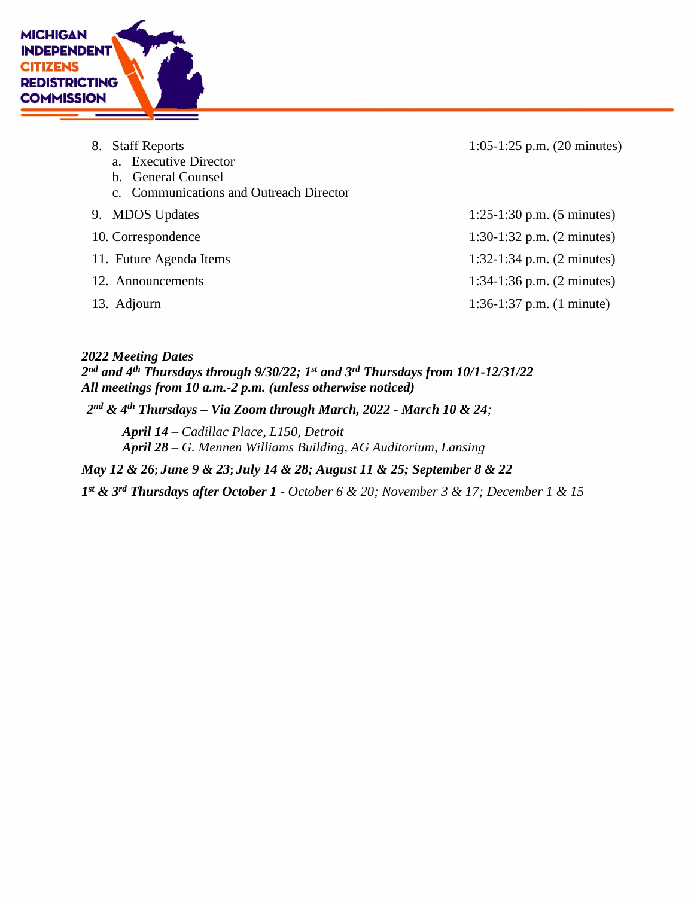8. Staff Reports — 1:05-1:25 p.m. (20 minutes)
    a. Executive Director
    b. General Counsel
    c. Communications and Outreach Director
9. MDOS Updates — 1:25-1:30 p.m. (5 minutes)
10. Correspondence — 1:30-1:32 p.m. (2 minutes)
11. Future Agenda Items — 1:32-1:34 p.m. (2 minutes)
12. Announcements — 1:34-1:36 p.m. (2 minutes)
13. Adjourn — 1:36-1:37 p.m. (1 minute)

***2022 Meeting Dates***
***2nd and 4th Thursdays through 9/30/22; 1st and 3rd Thursdays from 10/1-12/31/22***
***All meetings from 10 a.m.-2 p.m. (unless otherwise noticed)***

***2nd & 4th Thursdays – Via Zoom through March, 2022 - March 10 & 24****;*

> ***April 14*** *– Cadillac Place, L150, Detroit*
> ***April 28*** *– G. Mennen Williams Building, AG Auditorium, Lansing*

***May 12 & 26; June 9 & 23; July 14 & 28; August 11 & 25; September 8 & 22***

***1st & 3rd Thursdays after October 1 -*** *October 6 & 20; November 3 & 17; December 1 & 15*